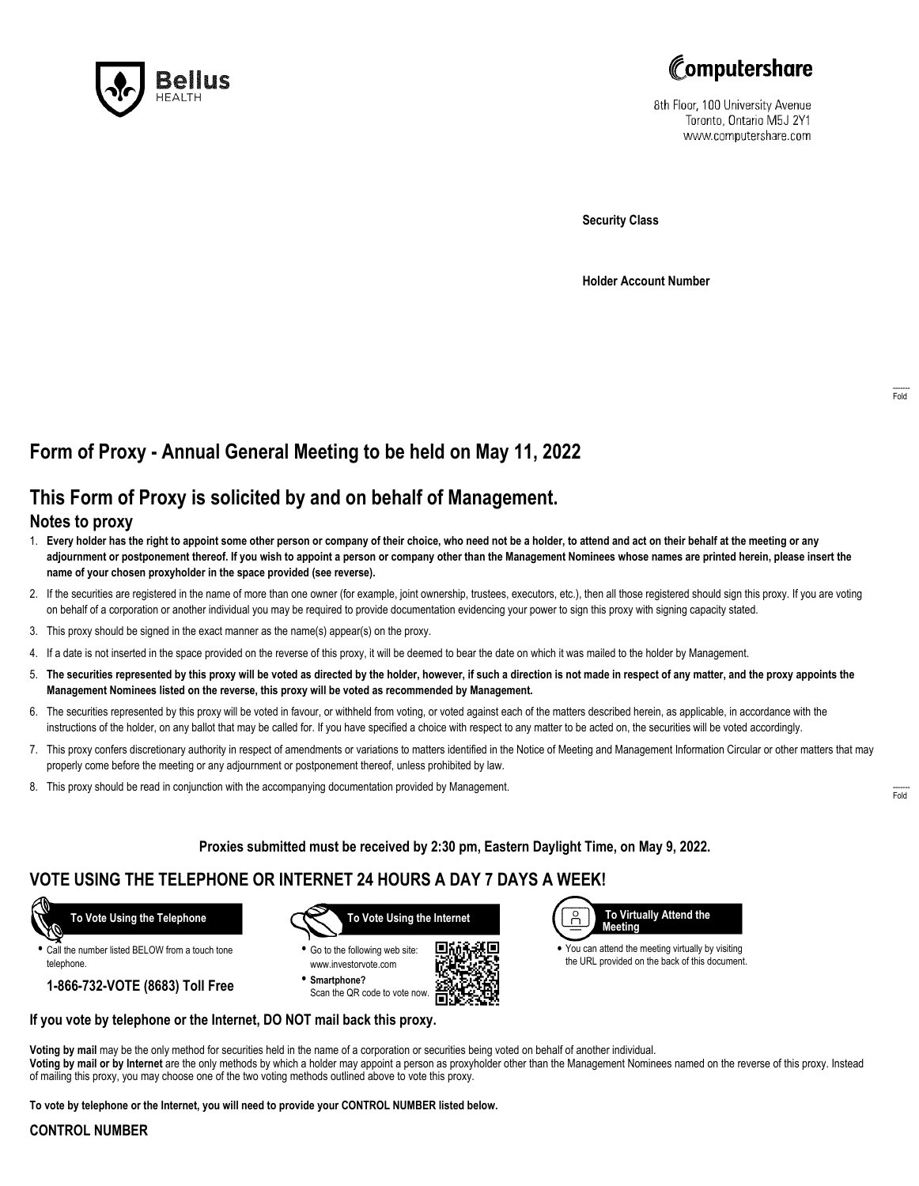Bellus HEALTH

Computershare

8th Floor, 100 University Avenue
Toronto, Ontario M5J 2Y1
www.computershare.com

**Security Class**

**Holder Account Number**

# Form of Proxy - Annual General Meeting to be held on May 11, 2022

## This Form of Proxy is solicited by and on behalf of Management.

### Notes to proxy

1. **Every holder has the right to appoint some other person or company of their choice, who need not be a holder, to attend and act on their behalf at the meeting or any adjournment or postponement thereof. If you wish to appoint a person or company other than the Management Nominees whose names are printed herein, please insert the name of your chosen proxyholder in the space provided (see reverse).**
2. If the securities are registered in the name of more than one owner (for example, joint ownership, trustees, executors, etc.), then all those registered should sign this proxy. If you are voting on behalf of a corporation or another individual you may be required to provide documentation evidencing your power to sign this proxy with signing capacity stated.
3. This proxy should be signed in the exact manner as the name(s) appear(s) on the proxy.
4. If a date is not inserted in the space provided on the reverse of this proxy, it will be deemed to bear the date on which it was mailed to the holder by Management.
5. **The securities represented by this proxy will be voted as directed by the holder, however, if such a direction is not made in respect of any matter, and the proxy appoints the Management Nominees listed on the reverse, this proxy will be voted as recommended by Management.**
6. The securities represented by this proxy will be voted in favour, or withheld from voting, or voted against each of the matters described herein, as applicable, in accordance with the instructions of the holder, on any ballot that may be called for. If you have specified a choice with respect to any matter to be acted on, the securities will be voted accordingly.
7. This proxy confers discretionary authority in respect of amendments or variations to matters identified in the Notice of Meeting and Management Information Circular or other matters that may properly come before the meeting or any adjournment or postponement thereof, unless prohibited by law.
8. This proxy should be read in conjunction with the accompanying documentation provided by Management.

**Proxies submitted must be received by 2:30 pm, Eastern Daylight Time, on May 9, 2022.**

## VOTE USING THE TELEPHONE OR INTERNET 24 HOURS A DAY 7 DAYS A WEEK!

**To Vote Using the Telephone**

- Call the number listed BELOW from a touch tone telephone.

**1-866-732-VOTE (8683) Toll Free**

**To Vote Using the Internet**

- Go to the following web site: www.investorvote.com
- **Smartphone?** Scan the QR code to vote now.

**To Virtually Attend the Meeting**

- You can attend the meeting virtually by visiting the URL provided on the back of this document.

**If you vote by telephone or the Internet, DO NOT mail back this proxy.**

**Voting by mail** may be the only method for securities held in the name of a corporation or securities being voted on behalf of another individual.
**Voting by mail or by Internet** are the only methods by which a holder may appoint a person as proxyholder other than the Management Nominees named on the reverse of this proxy. Instead of mailing this proxy, you may choose one of the two voting methods outlined above to vote this proxy.

**To vote by telephone or the Internet, you will need to provide your CONTROL NUMBER listed below.**

**CONTROL NUMBER**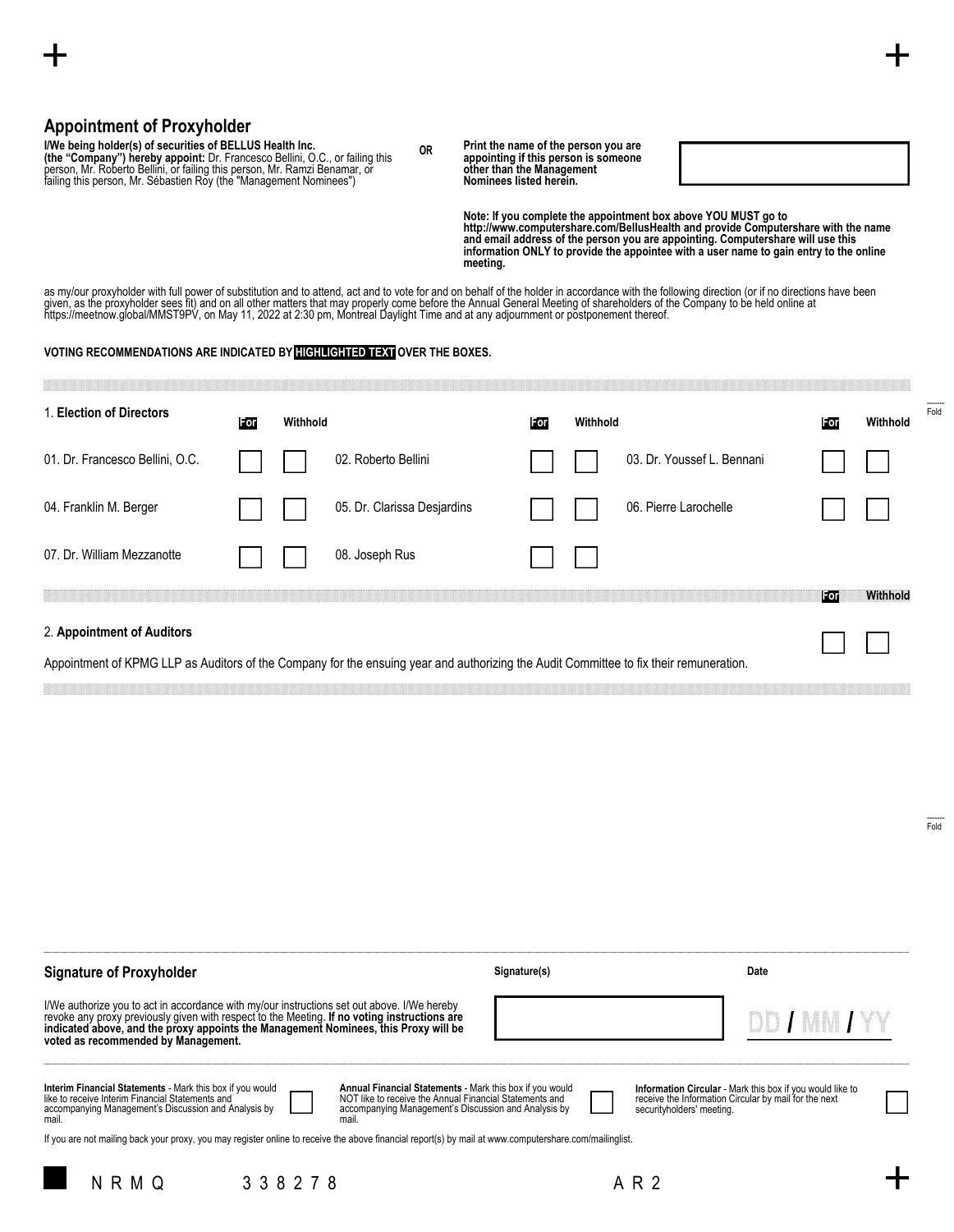## Appointment of Proxyholder

**I/We being holder(s) of securities of BELLUS Health Inc. (the "Company") hereby appoint:** Dr. Francesco Bellini, O.C., or failing this person, Mr. Roberto Bellini, or failing this person, Mr. Ramzi Benamar, or failing this person, Mr. Sébastien Roy (the "Management Nominees")

**OR**

**Print the name of the person you are appointing if this person is someone other than the Management Nominees listed herein.**

**Note: If you complete the appointment box above YOU MUST go to http://www.computershare.com/BellusHealth and provide Computershare with the name and email address of the person you are appointing. Computershare will use this information ONLY to provide the appointee with a user name to gain entry to the online meeting.**

as my/our proxyholder with full power of substitution and to attend, act and to vote for and on behalf of the holder in accordance with the following direction (or if no directions have been given, as the proxyholder sees fit) and on all other matters that may properly come before the Annual General Meeting of shareholders of the Company to be held online at https://meetnow.global/MMST9PV, on May 11, 2022 at 2:30 pm, Montreal Daylight Time and at any adjournment or postponement thereof.

**VOTING RECOMMENDATIONS ARE INDICATED BY HIGHLIGHTED TEXT OVER THE BOXES.**

| 1. **Election of Directors** | For | Withhold | | For | Withhold | | For | Withhold |
|---|---|---|---|---|---|---|---|---|
| 01. Dr. Francesco Bellini, O.C. | ☐ | ☐ | 02. Roberto Bellini | ☐ | ☐ | 03. Dr. Youssef L. Bennani | ☐ | ☐ |
| 04. Franklin M. Berger | ☐ | ☐ | 05. Dr. Clarissa Desjardins | ☐ | ☐ | 06. Pierre Larochelle | ☐ | ☐ |
| 07. Dr. William Mezzanotte | ☐ | ☐ | 08. Joseph Rus | ☐ | ☐ | | | |

| | For | Withhold |
|---|---|---|
| 2. **Appointment of Auditors** | ☐ | ☐ |

Appointment of KPMG LLP as Auditors of the Company for the ensuing year and authorizing the Audit Committee to fix their remuneration.

Fold

Fold

### Signature of Proxyholder

I/We authorize you to act in accordance with my/our instructions set out above. I/We hereby revoke any proxy previously given with respect to the Meeting. **If no voting instructions are indicated above, and the proxy appoints the Management Nominees, this Proxy will be voted as recommended by Management.**

Signature(s)

Date

DD / MM / YY

**Interim Financial Statements** - Mark this box if you would like to receive Interim Financial Statements and accompanying Management's Discussion and Analysis by mail. ☐

**Annual Financial Statements** - Mark this box if you would NOT like to receive the Annual Financial Statements and accompanying Management's Discussion and Analysis by mail. ☐

**Information Circular** - Mark this box if you would like to receive the Information Circular by mail for the next securityholders' meeting. ☐

If you are not mailing back your proxy, you may register online to receive the above financial report(s) by mail at www.computershare.com/mailinglist.

N R M Q 3 3 8 2 7 8 A R 2